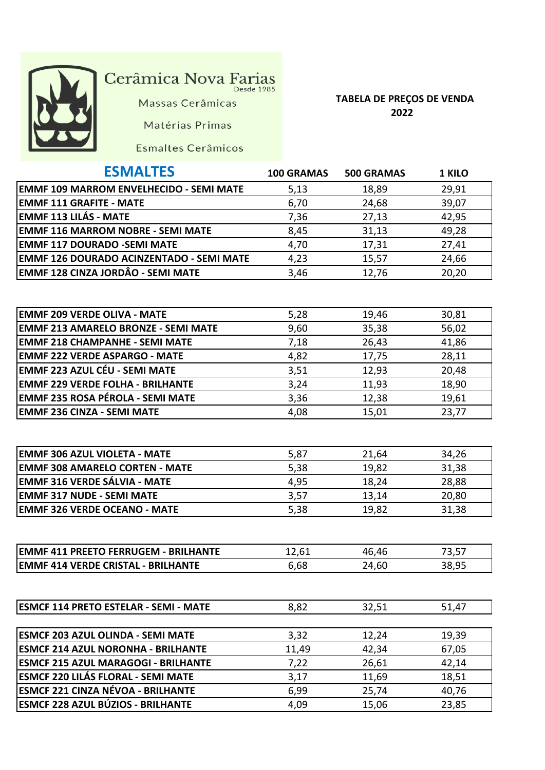Cerâmica Nova Farias
Desde 1985

Massas Cerâmicas

Matérias Primas

Esmaltes Cerâmicos

**TABELA DE PREÇOS DE VENDA 2022**

## ESMALTES

| ESMALTES | 100 GRAMAS | 500 GRAMAS | 1 KILO |
|---|---|---|---|
| EMMF 109 MARROM ENVELHECIDO - SEMI MATE | 5,13 | 18,89 | 29,91 |
| EMMF 111 GRAFITE - MATE | 6,70 | 24,68 | 39,07 |
| EMMF 113 LILÁS - MATE | 7,36 | 27,13 | 42,95 |
| EMMF 116 MARROM NOBRE - SEMI MATE | 8,45 | 31,13 | 49,28 |
| EMMF 117 DOURADO -SEMI MATE | 4,70 | 17,31 | 27,41 |
| EMMF 126 DOURADO ACINZENTADO - SEMI MATE | 4,23 | 15,57 | 24,66 |
| EMMF 128 CINZA JORDÂO - SEMI MATE | 3,46 | 12,76 | 20,20 |
| | | | |
| EMMF 209 VERDE OLIVA - MATE | 5,28 | 19,46 | 30,81 |
| EMMF 213 AMARELO BRONZE - SEMI MATE | 9,60 | 35,38 | 56,02 |
| EMMF 218 CHAMPANHE - SEMI MATE | 7,18 | 26,43 | 41,86 |
| EMMF 222 VERDE ASPARGO - MATE | 4,82 | 17,75 | 28,11 |
| EMMF 223 AZUL CÉU - SEMI MATE | 3,51 | 12,93 | 20,48 |
| EMMF 229 VERDE FOLHA - BRILHANTE | 3,24 | 11,93 | 18,90 |
| EMMF 235 ROSA PÉROLA - SEMI MATE | 3,36 | 12,38 | 19,61 |
| EMMF 236 CINZA - SEMI MATE | 4,08 | 15,01 | 23,77 |
| | | | |
| EMMF 306 AZUL VIOLETA - MATE | 5,87 | 21,64 | 34,26 |
| EMMF 308 AMARELO CORTEN - MATE | 5,38 | 19,82 | 31,38 |
| EMMF 316 VERDE SÁLVIA - MATE | 4,95 | 18,24 | 28,88 |
| EMMF 317 NUDE - SEMI MATE | 3,57 | 13,14 | 20,80 |
| EMMF 326 VERDE OCEANO - MATE | 5,38 | 19,82 | 31,38 |
| | | | |
| EMMF 411 PREETO FERRUGEM - BRILHANTE | 12,61 | 46,46 | 73,57 |
| EMMF 414 VERDE CRISTAL - BRILHANTE | 6,68 | 24,60 | 38,95 |
| | | | |
| ESMCF 114 PRETO ESTELAR - SEMI - MATE | 8,82 | 32,51 | 51,47 |
| | | | |
| ESMCF 203 AZUL OLINDA - SEMI MATE | 3,32 | 12,24 | 19,39 |
| ESMCF 214 AZUL NORONHA - BRILHANTE | 11,49 | 42,34 | 67,05 |
| ESMCF 215 AZUL MARAGOGI - BRILHANTE | 7,22 | 26,61 | 42,14 |
| ESMCF 220 LILÁS FLORAL - SEMI MATE | 3,17 | 11,69 | 18,51 |
| ESMCF 221 CINZA NÉVOA - BRILHANTE | 6,99 | 25,74 | 40,76 |
| ESMCF 228 AZUL BÚZIOS - BRILHANTE | 4,09 | 15,06 | 23,85 |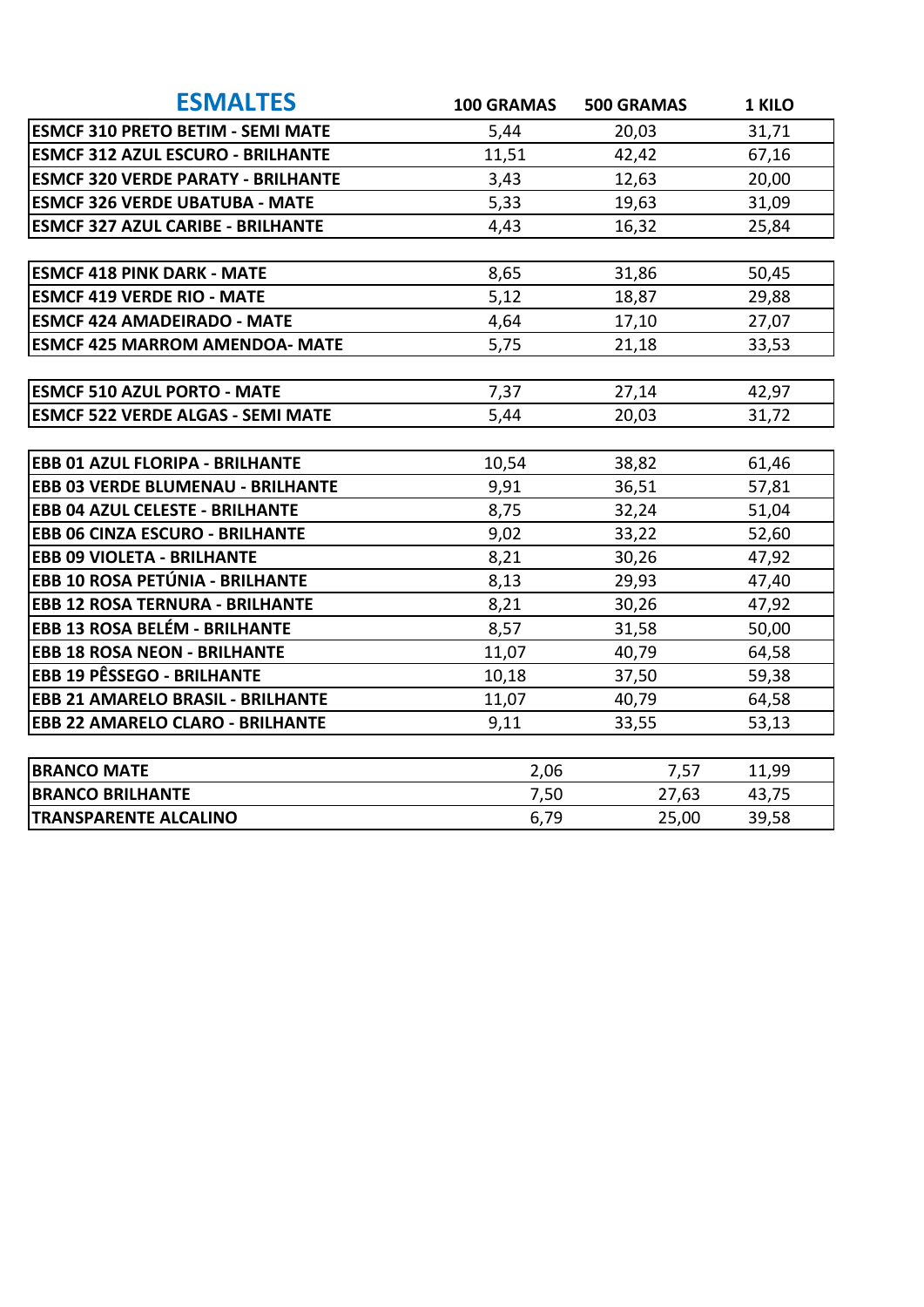| ESMALTES | 100 GRAMAS | 500 GRAMAS | 1 KILO |
|---|---|---|---|
| **ESMCF 310 PRETO BETIM - SEMI MATE** | 5,44 | 20,03 | 31,71 |
| **ESMCF 312 AZUL ESCURO - BRILHANTE** | 11,51 | 42,42 | 67,16 |
| **ESMCF 320 VERDE PARATY - BRILHANTE** | 3,43 | 12,63 | 20,00 |
| **ESMCF 326 VERDE UBATUBA - MATE** | 5,33 | 19,63 | 31,09 |
| **ESMCF 327 AZUL CARIBE - BRILHANTE** | 4,43 | 16,32 | 25,84 |
| **ESMCF 418 PINK DARK - MATE** | 8,65 | 31,86 | 50,45 |
| **ESMCF 419 VERDE RIO - MATE** | 5,12 | 18,87 | 29,88 |
| **ESMCF 424 AMADEIRADO - MATE** | 4,64 | 17,10 | 27,07 |
| **ESMCF 425 MARROM AMENDOA- MATE** | 5,75 | 21,18 | 33,53 |
| **ESMCF 510 AZUL PORTO - MATE** | 7,37 | 27,14 | 42,97 |
| **ESMCF 522 VERDE ALGAS - SEMI MATE** | 5,44 | 20,03 | 31,72 |
| **EBB 01 AZUL FLORIPA - BRILHANTE** | 10,54 | 38,82 | 61,46 |
| **EBB 03 VERDE BLUMENAU - BRILHANTE** | 9,91 | 36,51 | 57,81 |
| **EBB 04 AZUL CELESTE - BRILHANTE** | 8,75 | 32,24 | 51,04 |
| **EBB 06 CINZA ESCURO - BRILHANTE** | 9,02 | 33,22 | 52,60 |
| **EBB 09 VIOLETA - BRILHANTE** | 8,21 | 30,26 | 47,92 |
| **EBB 10 ROSA PETÚNIA - BRILHANTE** | 8,13 | 29,93 | 47,40 |
| **EBB 12 ROSA TERNURA - BRILHANTE** | 8,21 | 30,26 | 47,92 |
| **EBB 13 ROSA BELÉM - BRILHANTE** | 8,57 | 31,58 | 50,00 |
| **EBB 18 ROSA NEON - BRILHANTE** | 11,07 | 40,79 | 64,58 |
| **EBB 19 PÊSSEGO - BRILHANTE** | 10,18 | 37,50 | 59,38 |
| **EBB 21 AMARELO BRASIL - BRILHANTE** | 11,07 | 40,79 | 64,58 |
| **EBB 22 AMARELO CLARO - BRILHANTE** | 9,11 | 33,55 | 53,13 |
| **BRANCO MATE** | 2,06 | 7,57 | 11,99 |
| **BRANCO BRILHANTE** | 7,50 | 27,63 | 43,75 |
| **TRANSPARENTE ALCALINO** | 6,79 | 25,00 | 39,58 |